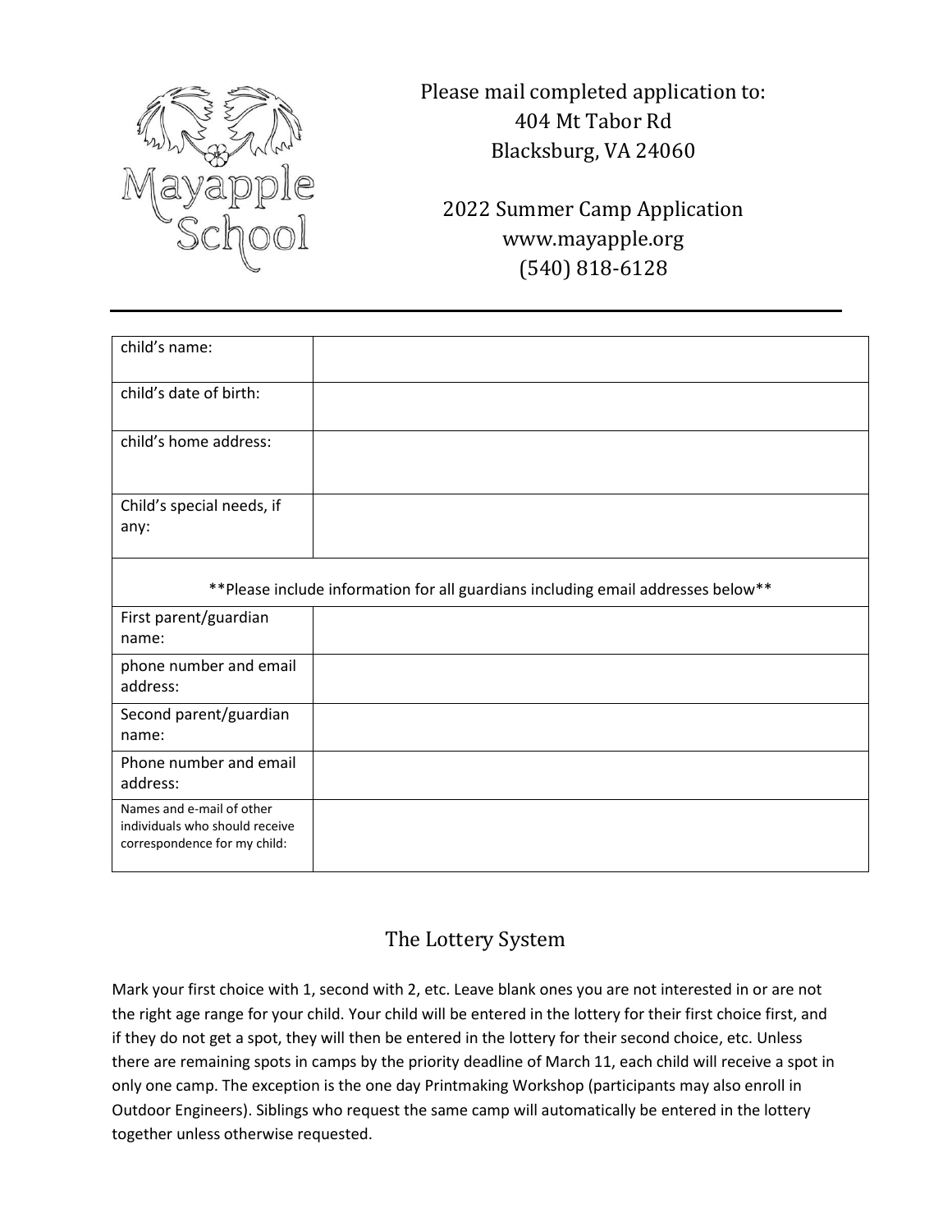Please mail completed application to:
404 Mt Tabor Rd
Blacksburg, VA 24060

2022 Summer Camp Application
www.mayapple.org
(540) 818-6128

---

| child's name: | |
|---|---|
| child's date of birth: | |
| child's home address: | |
| Child's special needs, if any: | |
| **Please include information for all guardians including email addresses below** | |
| First parent/guardian name: | |
| phone number and email address: | |
| Second parent/guardian name: | |
| Phone number and email address: | |
| Names and e-mail of other individuals who should receive correspondence for my child: | |

## The Lottery System

Mark your first choice with 1, second with 2, etc. Leave blank ones you are not interested in or are not the right age range for your child. Your child will be entered in the lottery for their first choice first, and if they do not get a spot, they will then be entered in the lottery for their second choice, etc. Unless there are remaining spots in camps by the priority deadline of March 11, each child will receive a spot in only one camp. The exception is the one day Printmaking Workshop (participants may also enroll in Outdoor Engineers). Siblings who request the same camp will automatically be entered in the lottery together unless otherwise requested.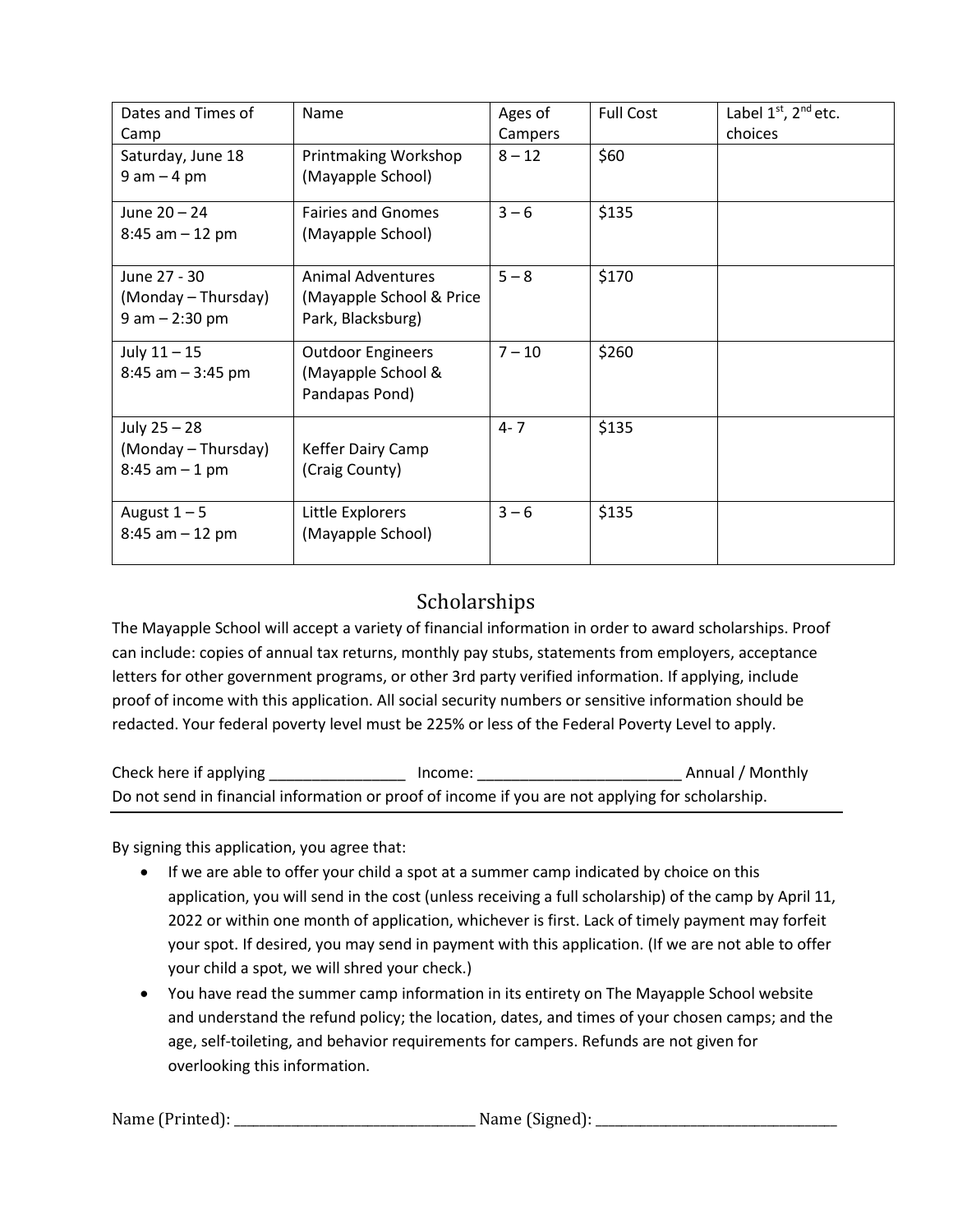| Dates and Times of Camp | Name | Ages of Campers | Full Cost | Label 1st, 2nd etc. choices |
| --- | --- | --- | --- | --- |
| Saturday, June 18<br>9 am – 4 pm | Printmaking Workshop (Mayapple School) | 8 – 12 | $60 | |
| June 20 – 24<br>8:45 am – 12 pm | Fairies and Gnomes (Mayapple School) | 3 – 6 | $135 | |
| June 27 - 30<br>(Monday – Thursday)<br>9 am – 2:30 pm | Animal Adventures (Mayapple School & Price Park, Blacksburg) | 5 – 8 | $170 | |
| July 11 – 15<br>8:45 am – 3:45 pm | Outdoor Engineers (Mayapple School & Pandapas Pond) | 7 – 10 | $260 | |
| July 25 – 28<br>(Monday – Thursday)<br>8:45 am – 1 pm | Keffer Dairy Camp (Craig County) | 4- 7 | $135 | |
| August 1 – 5<br>8:45 am – 12 pm | Little Explorers (Mayapple School) | 3 – 6 | $135 | |

## Scholarships

The Mayapple School will accept a variety of financial information in order to award scholarships. Proof can include: copies of annual tax returns, monthly pay stubs, statements from employers, acceptance letters for other government programs, or other 3rd party verified information. If applying, include proof of income with this application. All social security numbers or sensitive information should be redacted. Your federal poverty level must be 225% or less of the Federal Poverty Level to apply.

Check here if applying ________________ Income: ________________________ Annual / Monthly

Do not send in financial information or proof of income if you are not applying for scholarship.

---

By signing this application, you agree that:

- If we are able to offer your child a spot at a summer camp indicated by choice on this application, you will send in the cost (unless receiving a full scholarship) of the camp by April 11, 2022 or within one month of application, whichever is first. Lack of timely payment may forfeit your spot. If desired, you may send in payment with this application. (If we are not able to offer your child a spot, we will shred your check.)
- You have read the summer camp information in its entirety on The Mayapple School website and understand the refund policy; the location, dates, and times of your chosen camps; and the age, self-toileting, and behavior requirements for campers. Refunds are not given for overlooking this information.

Name (Printed): ________________________________ Name (Signed): ________________________________